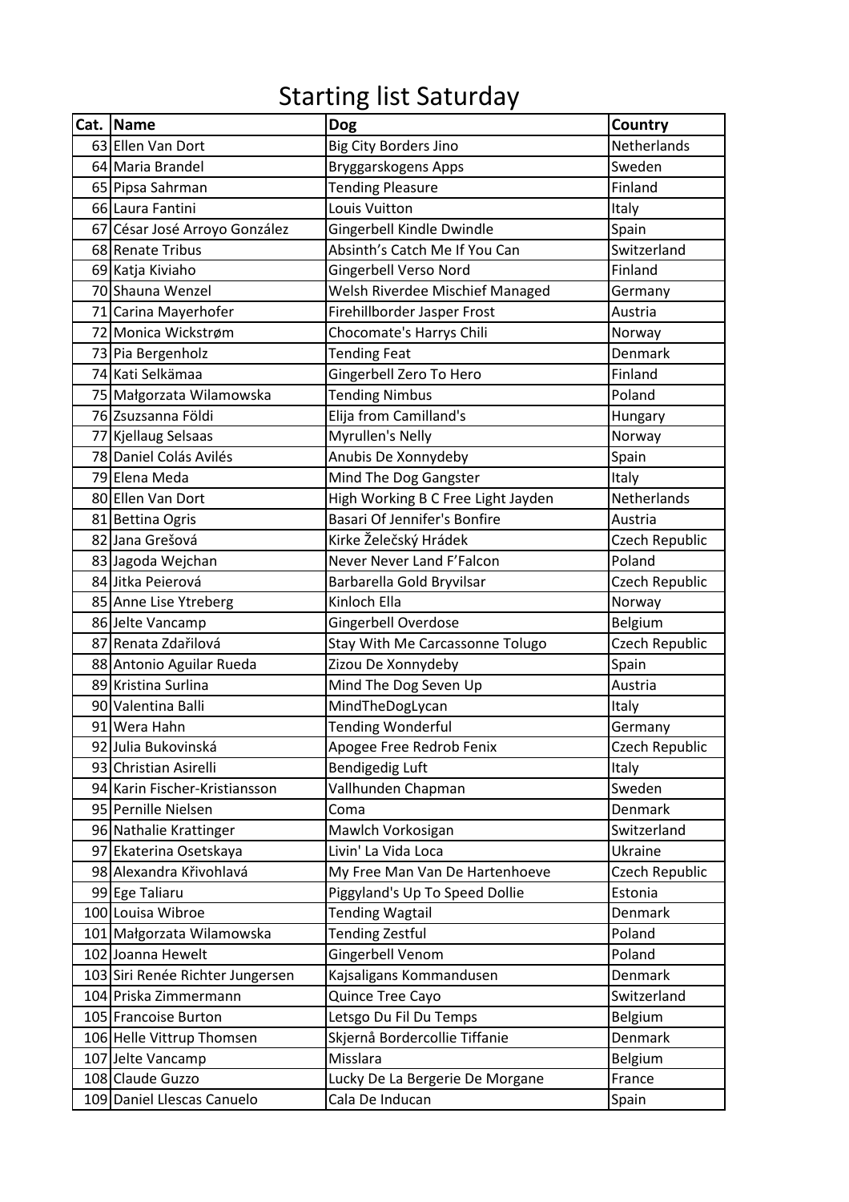# Starting list Saturday

| Cat. | Name | Dog | Country |
|---|---|---|---|
| 63 | Ellen Van Dort | Big City Borders Jino | Netherlands |
| 64 | Maria Brandel | Bryggarskogens Apps | Sweden |
| 65 | Pipsa Sahrman | Tending Pleasure | Finland |
| 66 | Laura Fantini | Louis Vuitton | Italy |
| 67 | César José Arroyo González | Gingerbell Kindle Dwindle | Spain |
| 68 | Renate Tribus | Absinth's Catch Me If You Can | Switzerland |
| 69 | Katja Kiviaho | Gingerbell Verso Nord | Finland |
| 70 | Shauna Wenzel | Welsh Riverdee Mischief Managed | Germany |
| 71 | Carina Mayerhofer | Firehillborder Jasper Frost | Austria |
| 72 | Monica Wickstrøm | Chocomate's Harrys Chili | Norway |
| 73 | Pia Bergenholz | Tending Feat | Denmark |
| 74 | Kati Selkämaa | Gingerbell Zero To Hero | Finland |
| 75 | Małgorzata Wilamowska | Tending Nimbus | Poland |
| 76 | Zsuzsanna Földi | Elija from Camilland's | Hungary |
| 77 | Kjellaug Selsaas | Myrullen's Nelly | Norway |
| 78 | Daniel Colás Avilés | Anubis De Xonnydeby | Spain |
| 79 | Elena Meda | Mind The Dog Gangster | Italy |
| 80 | Ellen Van Dort | High Working B C Free Light Jayden | Netherlands |
| 81 | Bettina Ogris | Basari Of Jennifer's Bonfire | Austria |
| 82 | Jana Grešová | Kirke Želečský Hrádek | Czech Republic |
| 83 | Jagoda Wejchan | Never Never Land F'Falcon | Poland |
| 84 | Jitka Peierová | Barbarella Gold Bryvilsar | Czech Republic |
| 85 | Anne Lise Ytreberg | Kinloch Ella | Norway |
| 86 | Jelte Vancamp | Gingerbell Overdose | Belgium |
| 87 | Renata Zdařilová | Stay With Me Carcassonne Tolugo | Czech Republic |
| 88 | Antonio Aguilar Rueda | Zizou De Xonnydeby | Spain |
| 89 | Kristina Surlina | Mind The Dog Seven Up | Austria |
| 90 | Valentina Balli | MindTheDogLycan | Italy |
| 91 | Wera Hahn | Tending Wonderful | Germany |
| 92 | Julia Bukovinská | Apogee Free Redrob Fenix | Czech Republic |
| 93 | Christian Asirelli | Bendigedig Luft | Italy |
| 94 | Karin Fischer-Kristiansson | Vallhunden Chapman | Sweden |
| 95 | Pernille Nielsen | Coma | Denmark |
| 96 | Nathalie Krattinger | Mawlch Vorkosigan | Switzerland |
| 97 | Ekaterina Osetskaya | Livin' La Vida Loca | Ukraine |
| 98 | Alexandra Křivohlavá | My Free Man Van De Hartenhoeve | Czech Republic |
| 99 | Ege Taliaru | Piggyland's Up To Speed Dollie | Estonia |
| 100 | Louisa Wibroe | Tending Wagtail | Denmark |
| 101 | Małgorzata Wilamowska | Tending Zestful | Poland |
| 102 | Joanna Hewelt | Gingerbell Venom | Poland |
| 103 | Siri Renée Richter Jungersen | Kajsaligans Kommandusen | Denmark |
| 104 | Priska Zimmermann | Quince Tree Cayo | Switzerland |
| 105 | Francoise Burton | Letsgo Du Fil Du Temps | Belgium |
| 106 | Helle Vittrup Thomsen | Skjernå Bordercollie Tiffanie | Denmark |
| 107 | Jelte Vancamp | Misslara | Belgium |
| 108 | Claude Guzzo | Lucky De La Bergerie De Morgane | France |
| 109 | Daniel Llescas Canuelo | Cala De Inducan | Spain |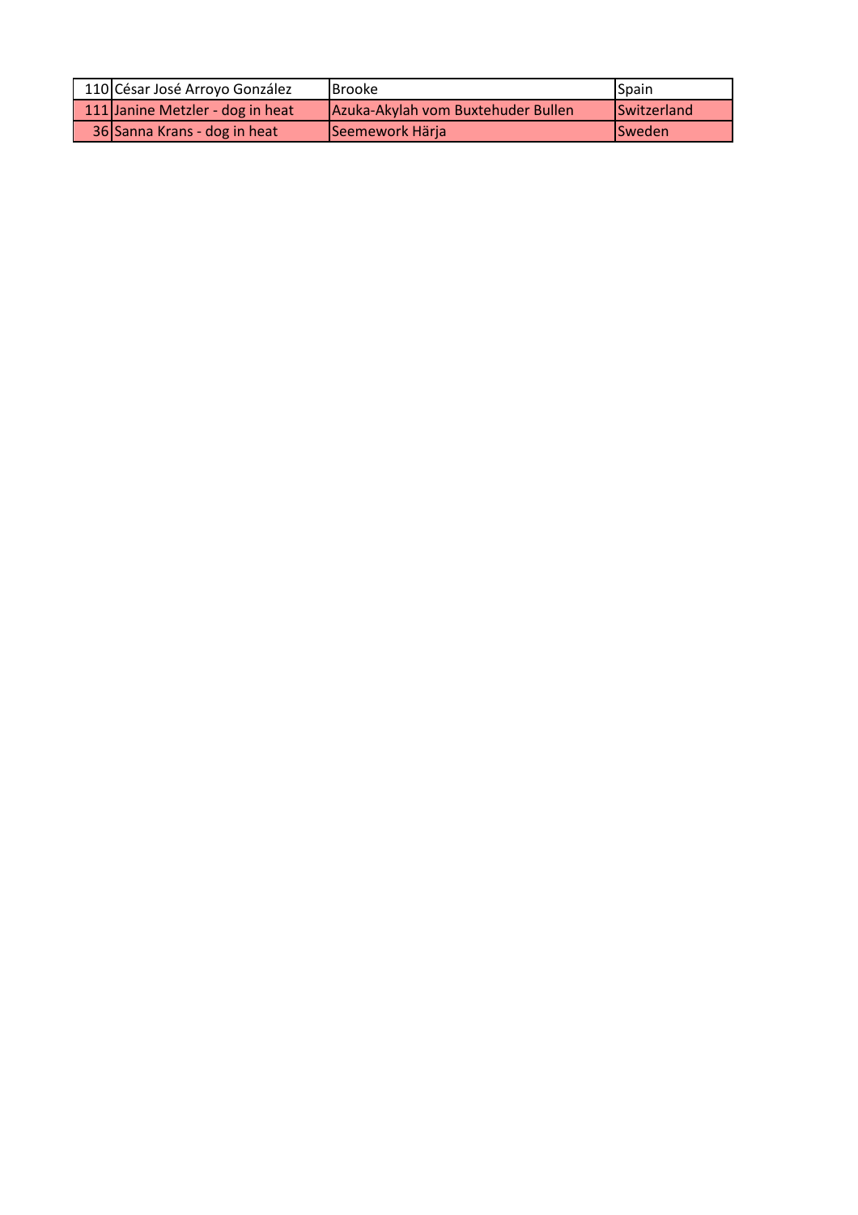| | | | |
|---|---|---|---|
| 110 | César José Arroyo González | Brooke | Spain |
| 111 | Janine Metzler - dog in heat | Azuka-Akylah vom Buxtehuder Bullen | Switzerland |
| 36 | Sanna Krans - dog in heat | Seemework Härja | Sweden |